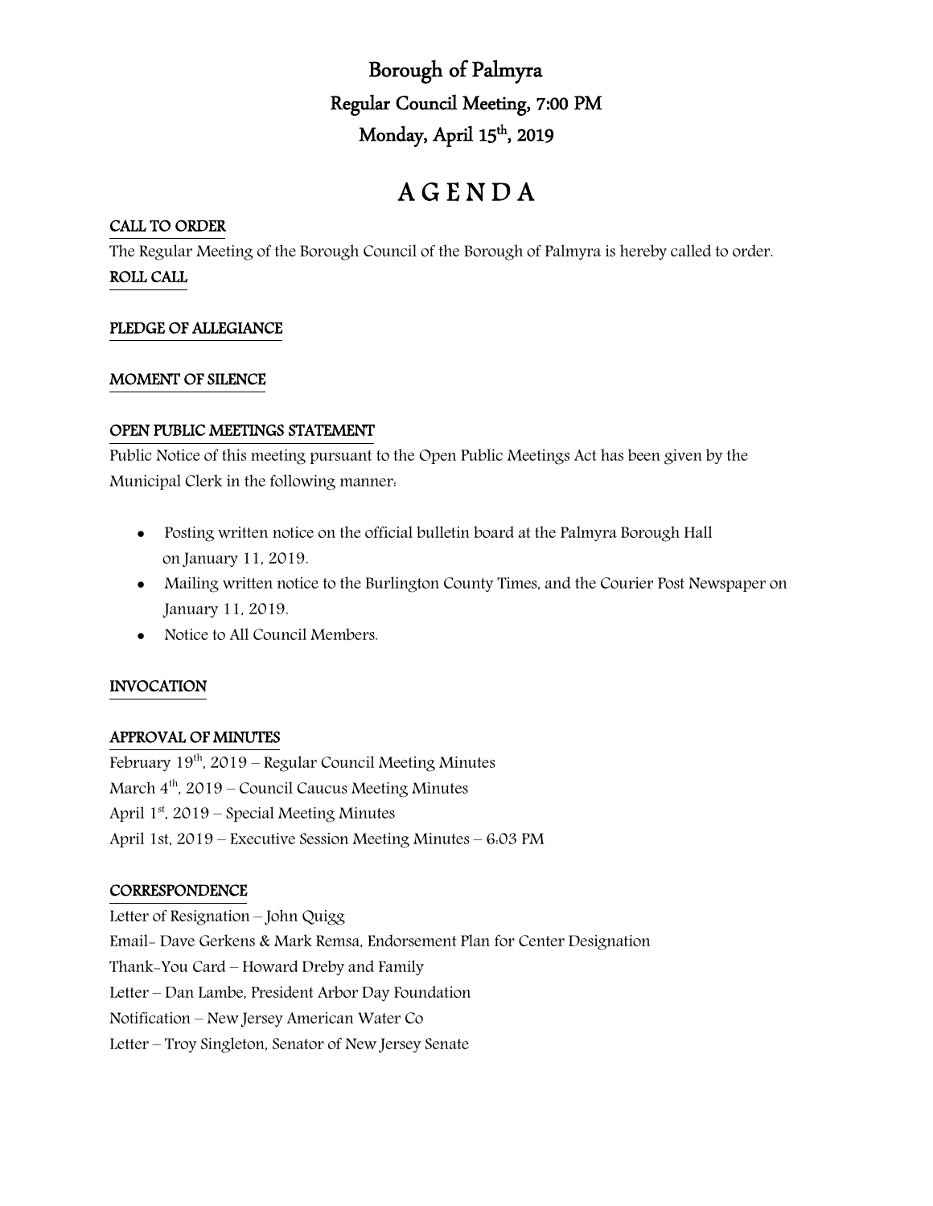# Borough of Palmyra

## Regular Council Meeting, 7:00 PM

## Monday, April 15th, 2019

# A G E N D A

**CALL TO ORDER**

The Regular Meeting of the Borough Council of the Borough of Palmyra is hereby called to order.

**ROLL CALL**

**PLEDGE OF ALLEGIANCE**

**MOMENT OF SILENCE**

**OPEN PUBLIC MEETINGS STATEMENT**

Public Notice of this meeting pursuant to the Open Public Meetings Act has been given by the Municipal Clerk in the following manner:

- Posting written notice on the official bulletin board at the Palmyra Borough Hall on January 11, 2019.
- Mailing written notice to the Burlington County Times, and the Courier Post Newspaper on January 11, 2019.
- Notice to All Council Members.

**INVOCATION**

**APPROVAL OF MINUTES**

February 19th, 2019 – Regular Council Meeting Minutes
March 4th, 2019 – Council Caucus Meeting Minutes
April 1st, 2019 – Special Meeting Minutes
April 1st, 2019 – Executive Session Meeting Minutes – 6:03 PM

**CORRESPONDENCE**

Letter of Resignation – John Quigg
Email- Dave Gerkens & Mark Remsa, Endorsement Plan for Center Designation
Thank-You Card – Howard Dreby and Family
Letter – Dan Lambe, President Arbor Day Foundation
Notification – New Jersey American Water Co
Letter – Troy Singleton, Senator of New Jersey Senate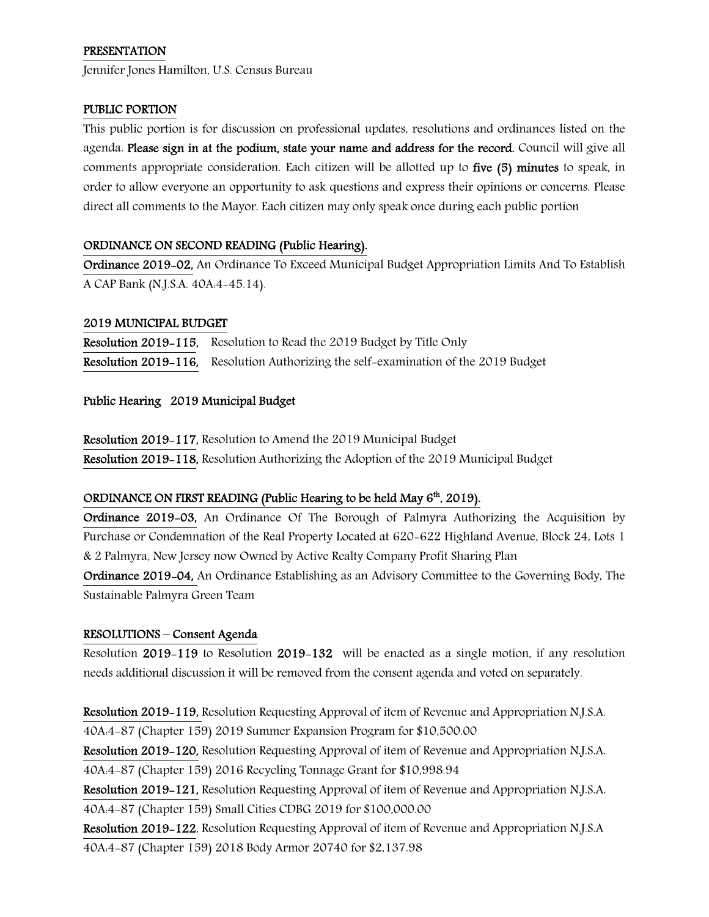## PRESENTATION

Jennifer Jones Hamilton, U.S. Census Bureau

## PUBLIC PORTION

This public portion is for discussion on professional updates, resolutions and ordinances listed on the agenda. **Please sign in at the podium, state your name and address for the record.** Council will give all comments appropriate consideration. Each citizen will be allotted up to **five (5) minutes** to speak, in order to allow everyone an opportunity to ask questions and express their opinions or concerns. Please direct all comments to the Mayor. Each citizen may only speak once during each public portion

## ORDINANCE ON SECOND READING (Public Hearing).

**Ordinance 2019-02,** An Ordinance To Exceed Municipal Budget Appropriation Limits And To Establish A CAP Bank (N.J.S.A. 40A:4-45.14).

## 2019 MUNICIPAL BUDGET

**Resolution 2019-115,** Resolution to Read the 2019 Budget by Title Only
**Resolution 2019-116,** Resolution Authorizing the self-examination of the 2019 Budget

**Public Hearing 2019 Municipal Budget**

**Resolution 2019-117,** Resolution to Amend the 2019 Municipal Budget
**Resolution 2019-118,** Resolution Authorizing the Adoption of the 2019 Municipal Budget

## ORDINANCE ON FIRST READING (Public Hearing to be held May 6th, 2019).

**Ordinance 2019-03,** An Ordinance Of The Borough of Palmyra Authorizing the Acquisition by Purchase or Condemnation of the Real Property Located at 620-622 Highland Avenue, Block 24, Lots 1 & 2 Palmyra, New Jersey now Owned by Active Realty Company Profit Sharing Plan
**Ordinance 2019-04,** An Ordinance Establishing as an Advisory Committee to the Governing Body, The Sustainable Palmyra Green Team

## RESOLUTIONS – Consent Agenda

Resolution **2019-119** to Resolution **2019-132** will be enacted as a single motion, if any resolution needs additional discussion it will be removed from the consent agenda and voted on separately.

**Resolution 2019-119,** Resolution Requesting Approval of item of Revenue and Appropriation N.J.S.A. 40A:4-87 (Chapter 159) 2019 Summer Expansion Program for $10,500.00
**Resolution 2019-120,** Resolution Requesting Approval of item of Revenue and Appropriation N.J.S.A. 40A:4-87 (Chapter 159) 2016 Recycling Tonnage Grant for $10,998.94
**Resolution 2019-121,** Resolution Requesting Approval of item of Revenue and Appropriation N.J.S.A. 40A:4-87 (Chapter 159) Small Cities CDBG 2019 for $100,000.00
**Resolution 2019-122**, Resolution Requesting Approval of item of Revenue and Appropriation N.J.S.A 40A:4-87 (Chapter 159) 2018 Body Armor 20740 for $2,137.98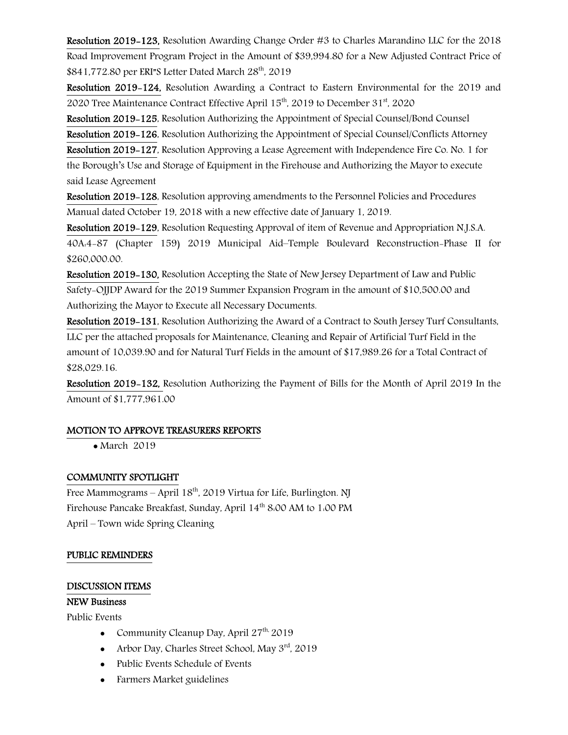**Resolution 2019-123,** Resolution Awarding Change Order #3 to Charles Marandino LLC for the 2018 Road Improvement Program Project in the Amount of $39,994.80 for a New Adjusted Contract Price of $841,772.80 per ERI"S Letter Dated March 28th, 2019

**Resolution 2019-124,** Resolution Awarding a Contract to Eastern Environmental for the 2019 and 2020 Tree Maintenance Contract Effective April 15th, 2019 to December 31st, 2020

**Resolution 2019-125**, Resolution Authorizing the Appointment of Special Counsel/Bond Counsel

**Resolution 2019-126**, Resolution Authorizing the Appointment of Special Counsel/Conflicts Attorney

**Resolution 2019-127**, Resolution Approving a Lease Agreement with Independence Fire Co. No. 1 for the Borough's Use and Storage of Equipment in the Firehouse and Authorizing the Mayor to execute said Lease Agreement

**Resolution 2019-128**, Resolution approving amendments to the Personnel Policies and Procedures Manual dated October 19, 2018 with a new effective date of January 1, 2019.

**Resolution 2019-129**, Resolution Requesting Approval of item of Revenue and Appropriation N.J.S.A. 40A:4-87 (Chapter 159) 2019 Municipal Aid–Temple Boulevard Reconstruction-Phase II for $260,000.00.

**Resolution 2019-130,** Resolution Accepting the State of New Jersey Department of Law and Public Safety-OJJDP Award for the 2019 Summer Expansion Program in the amount of $10,500.00 and Authorizing the Mayor to Execute all Necessary Documents.

**Resolution 2019-131**, Resolution Authorizing the Award of a Contract to South Jersey Turf Consultants, LLC per the attached proposals for Maintenance, Cleaning and Repair of Artificial Turf Field in the amount of 10,039.90 and for Natural Turf Fields in the amount of $17,989.26 for a Total Contract of $28,029.16.

**Resolution 2019-132,** Resolution Authorizing the Payment of Bills for the Month of April 2019 In the Amount of $1,777,961.00

## MOTION TO APPROVE TREASURERS REPORTS

- March 2019

## COMMUNITY SPOTLIGHT

Free Mammograms – April 18th, 2019 Virtua for Life, Burlington. NJ

Firehouse Pancake Breakfast, Sunday, April 14th 8:00 AM to 1:00 PM

April – Town wide Spring Cleaning

## PUBLIC REMINDERS

## DISCUSSION ITEMS

### NEW Business

Public Events

- Community Cleanup Day, April 27th, 2019
- Arbor Day, Charles Street School, May 3rd, 2019
- Public Events Schedule of Events
- Farmers Market guidelines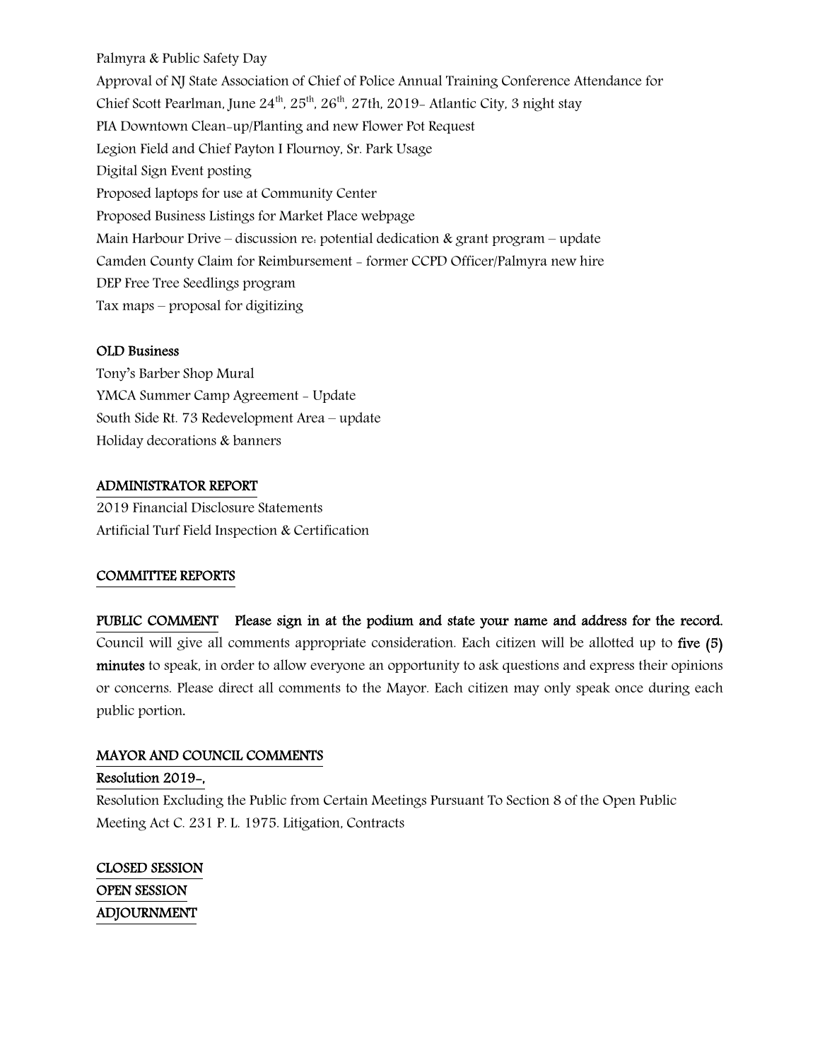Palmyra & Public Safety Day

Approval of NJ State Association of Chief of Police Annual Training Conference Attendance for Chief Scott Pearlman, June 24th, 25th, 26th, 27th, 2019- Atlantic City, 3 night stay

PIA Downtown Clean-up/Planting and new Flower Pot Request

Legion Field and Chief Payton I Flournoy, Sr. Park Usage

Digital Sign Event posting

Proposed laptops for use at Community Center

Proposed Business Listings for Market Place webpage

Main Harbour Drive – discussion re: potential dedication & grant program – update

Camden County Claim for Reimbursement - former CCPD Officer/Palmyra new hire

DEP Free Tree Seedlings program

Tax maps – proposal for digitizing

**OLD Business**

Tony's Barber Shop Mural

YMCA Summer Camp Agreement - Update

South Side Rt. 73 Redevelopment Area – update

Holiday decorations & banners

**ADMINISTRATOR REPORT**

2019 Financial Disclosure Statements

Artificial Turf Field Inspection & Certification

**COMMITTEE REPORTS**

**PUBLIC COMMENT** **Please sign in at the podium and state your name and address for the record.** Council will give all comments appropriate consideration. Each citizen will be allotted up to **five (5) minutes** to speak, in order to allow everyone an opportunity to ask questions and express their opinions or concerns. Please direct all comments to the Mayor. Each citizen may only speak once during each public portion.

**MAYOR AND COUNCIL COMMENTS**

**Resolution 2019-,**

Resolution Excluding the Public from Certain Meetings Pursuant To Section 8 of the Open Public Meeting Act C. 231 P. L. 1975. Litigation, Contracts

**CLOSED SESSION**

**OPEN SESSION**

**ADJOURNMENT**